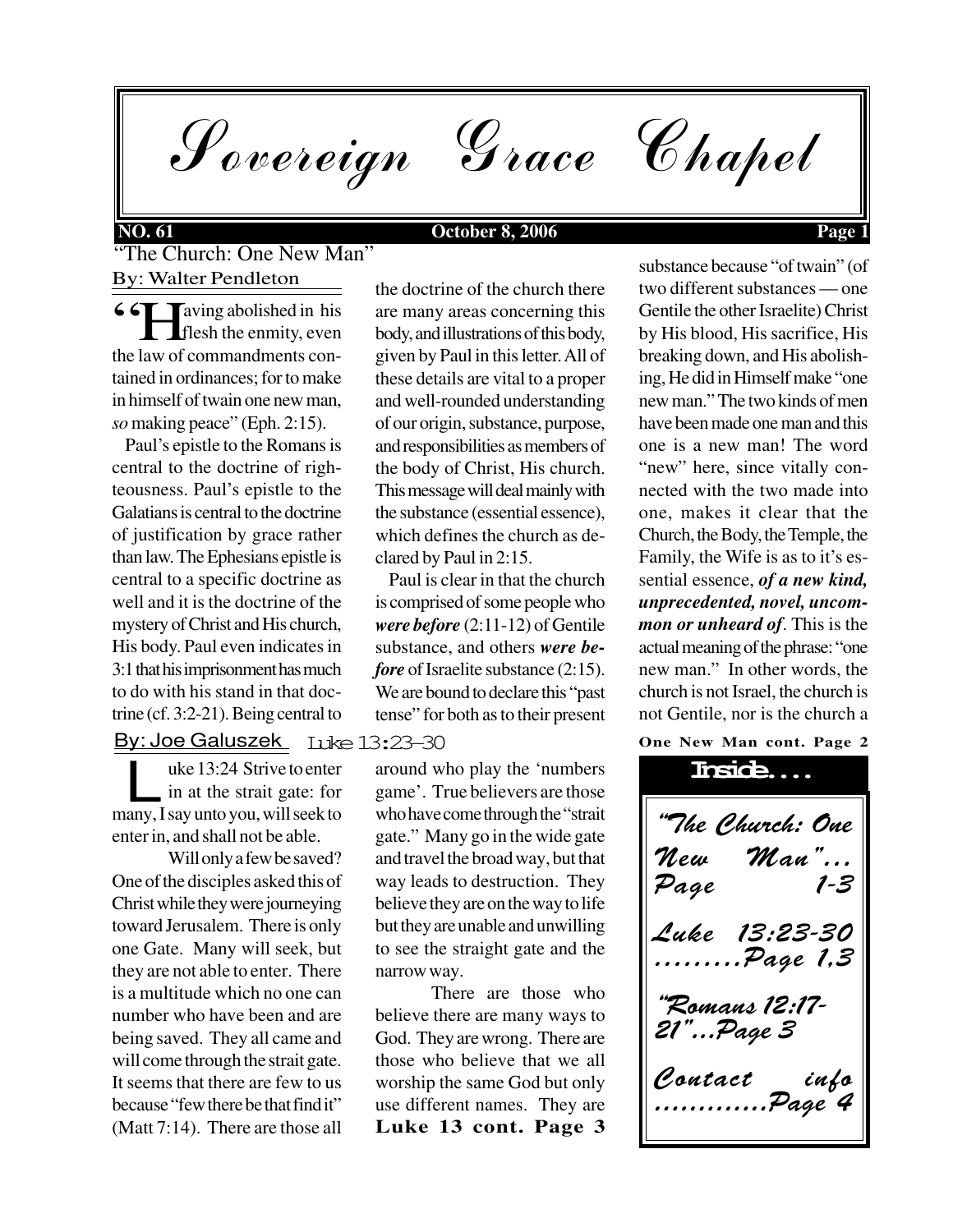# Sovereign Grace Chapel

**NO. 61** **October 8, 2006**

## "The Church: One New Man"

By: Walter Pendleton

"Having abolished in his flesh the enmity, even the law of commandments contained in ordinances; for to make in himself of twain one new man, *so* making peace" (Eph. 2:15).

Paul's epistle to the Romans is central to the doctrine of righteousness. Paul's epistle to the Galatians is central to the doctrine of justification by grace rather than law. The Ephesians epistle is central to a specific doctrine as well and it is the doctrine of the mystery of Christ and His church, His body. Paul even indicates in 3:1 that his imprisonment has much to do with his stand in that doctrine (cf. 3:2-21). Being central to the doctrine of the church there are many areas concerning this body, and illustrations of this body, given by Paul in this letter. All of these details are vital to a proper and well-rounded understanding of our origin, substance, purpose, and responsibilities as members of the body of Christ, His church. This message will deal mainly with the substance (essential essence), which defines the church as declared by Paul in 2:15.

Paul is clear in that the church is comprised of some people who ***were before*** (2:11-12) of Gentile substance, and others ***were before*** of Israelite substance (2:15). We are bound to declare this "past tense" for both as to their present substance because "of twain" (of two different substances — one Gentile the other Israelite) Christ by His blood, His sacrifice, His breaking down, and His abolishing, He did in Himself make "one new man." The two kinds of men have been made one man and this one is a new man! The word "new" here, since vitally connected with the two made into one, makes it clear that the Church, the Body, the Temple, the Family, the Wife is as to it's essential essence, ***of a new kind, unprecedented, novel, uncommon or unheard of***. This is the actual meaning of the phrase: "one new man." In other words, the church is not Israel, the church is not Gentile, nor is the church a

**One New Man cont. Page 2**

## Luke 13:23-30

By: Joe Galuszek

Luke 13:24 Strive to enter in at the strait gate: for many, I say unto you, will seek to enter in, and shall not be able.

Will only a few be saved? One of the disciples asked this of Christ while they were journeying toward Jerusalem. There is only one Gate. Many will seek, but they are not able to enter. There is a multitude which no one can number who have been and are being saved. They all came and will come through the strait gate. It seems that there are few to us because "few there be that find it" (Matt 7:14). There are those all around who play the 'numbers game'. True believers are those who have come through the "strait gate." Many go in the wide gate and travel the broad way, but that way leads to destruction. They believe they are on the way to life but they are unable and unwilling to see the straight gate and the narrow way.

There are those who believe there are many ways to God. They are wrong. There are those who believe that we all worship the same God but only use different names. They are

**Luke 13 cont. Page 3**

### Inside....

*"The Church: One New Man"... Page 1-3*

*Luke 13:23-30 .........Page 1,3*

*"Romans 12:17-21"...Page 3*

*Contact info ............Page 4*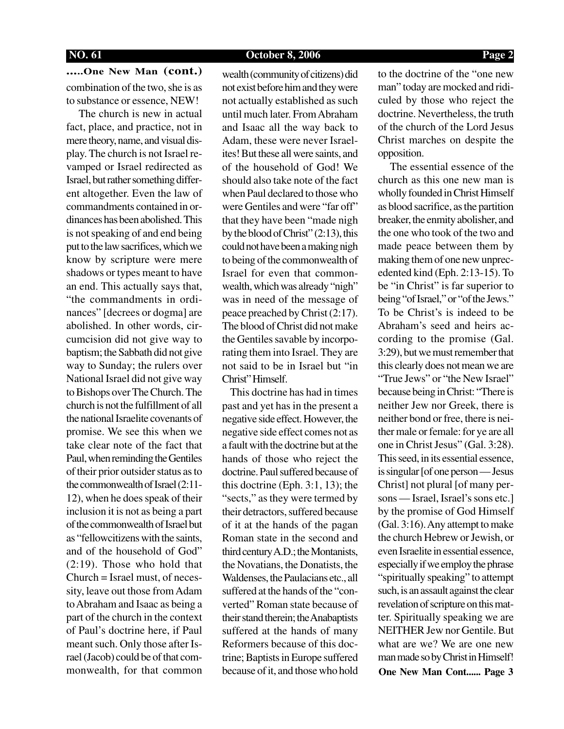**.....One New Man (cont.)**

combination of the two, she is as to substance or essence, NEW!

The church is new in actual fact, place, and practice, not in mere theory, name, and visual display. The church is not Israel revamped or Israel redirected as Israel, but rather something different altogether. Even the law of commandments contained in ordinances has been abolished. This is not speaking of and end being put to the law sacrifices, which we know by scripture were mere shadows or types meant to have an end. This actually says that, "the commandments in ordinances" [decrees or dogma] are abolished. In other words, circumcision did not give way to baptism; the Sabbath did not give way to Sunday; the rulers over National Israel did not give way to Bishops over The Church. The church is not the fulfillment of all the national Israelite covenants of promise. We see this when we take clear note of the fact that Paul, when reminding the Gentiles of their prior outsider status as to the commonwealth of Israel (2:11-12), when he does speak of their inclusion it is not as being a part of the commonwealth of Israel but as "fellowcitizens with the saints, and of the household of God" (2:19). Those who hold that Church = Israel must, of necessity, leave out those from Adam to Abraham and Isaac as being a part of the church in the context of Paul's doctrine here, if Paul meant such. Only those after Israel (Jacob) could be of that commonwealth, for that common wealth (community of citizens) did not exist before him and they were not actually established as such until much later. From Abraham and Isaac all the way back to Adam, these were never Israelites! But these all were saints, and of the household of God! We should also take note of the fact when Paul declared to those who were Gentiles and were "far off" that they have been "made nigh by the blood of Christ" (2:13), this could not have been a making nigh to being of the commonwealth of Israel for even that commonwealth, which was already "nigh" was in need of the message of peace preached by Christ (2:17). The blood of Christ did not make the Gentiles savable by incorporating them into Israel. They are not said to be in Israel but "in Christ" Himself.

This doctrine has had in times past and yet has in the present a negative side effect. However, the negative side effect comes not as a fault with the doctrine but at the hands of those who reject the doctrine. Paul suffered because of this doctrine (Eph. 3:1, 13); the "sects," as they were termed by their detractors, suffered because of it at the hands of the pagan Roman state in the second and third century A.D.; the Montanists, the Novatians, the Donatists, the Waldenses, the Paulacians etc., all suffered at the hands of the "converted" Roman state because of their stand therein; the Anabaptists suffered at the hands of many Reformers because of this doctrine; Baptists in Europe suffered because of it, and those who hold to the doctrine of the "one new man" today are mocked and ridiculed by those who reject the doctrine. Nevertheless, the truth of the church of the Lord Jesus Christ marches on despite the opposition.

The essential essence of the church as this one new man is wholly founded in Christ Himself as blood sacrifice, as the partition breaker, the enmity abolisher, and the one who took of the two and made peace between them by making them of one new unprecedented kind (Eph. 2:13-15). To be "in Christ" is far superior to being "of Israel," or "of the Jews." To be Christ's is indeed to be Abraham's seed and heirs according to the promise (Gal. 3:29), but we must remember that this clearly does not mean we are "True Jews" or "the New Israel" because being in Christ: "There is neither Jew nor Greek, there is neither bond or free, there is neither male or female: for ye are all one in Christ Jesus" (Gal. 3:28). This seed, in its essential essence, is singular [of one person — Jesus Christ] not plural [of many persons — Israel, Israel's sons etc.] by the promise of God Himself (Gal. 3:16). Any attempt to make the church Hebrew or Jewish, or even Israelite in essential essence, especially if we employ the phrase "spiritually speaking" to attempt such, is an assault against the clear revelation of scripture on this matter. Spiritually speaking we are NEITHER Jew nor Gentile. But what are we? We are one new man made so by Christ in Himself!

**One New Man Cont...... Page 3**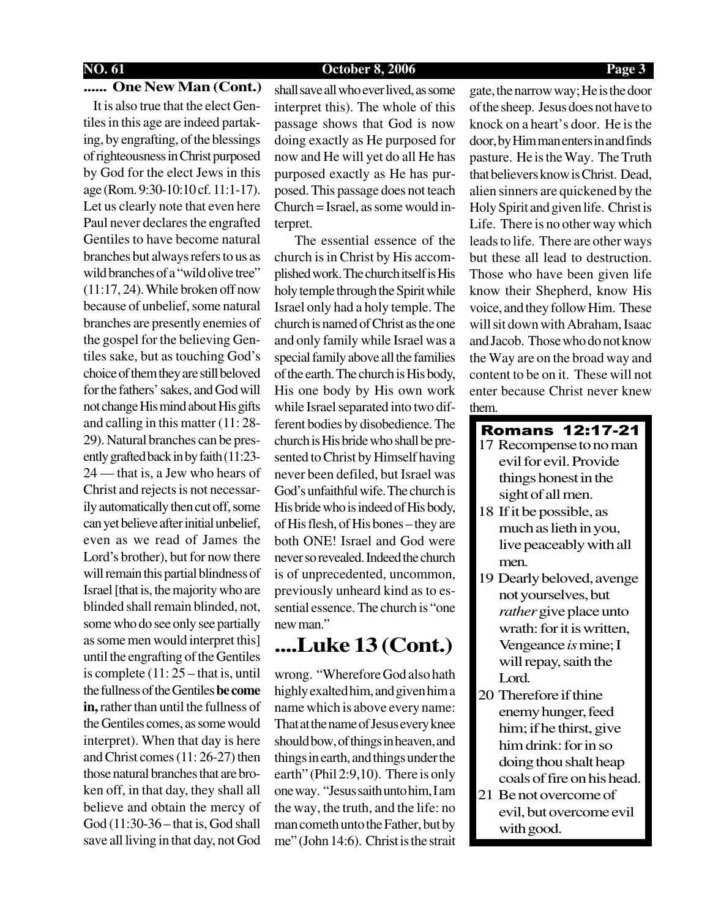## ...... One New Man (Cont.)

It is also true that the elect Gentiles in this age are indeed partaking, by engrafting, of the blessings of righteousness in Christ purposed by God for the elect Jews in this age (Rom. 9:30-10:10 cf. 11:1-17). Let us clearly note that even here Paul never declares the engrafted Gentiles to have become natural branches but always refers to us as wild branches of a "wild olive tree" (11:17, 24). While broken off now because of unbelief, some natural branches are presently enemies of the gospel for the believing Gentiles sake, but as touching God's choice of them they are still beloved for the fathers' sakes, and God will not change His mind about His gifts and calling in this matter (11: 28-29). Natural branches can be presently grafted back in by faith (11:23-24 — that is, a Jew who hears of Christ and rejects is not necessarily automatically then cut off, some can yet believe after initial unbelief, even as we read of James the Lord's brother), but for now there will remain this partial blindness of Israel [that is, the majority who are blinded shall remain blinded, not, some who do see only see partially as some men would interpret this] until the engrafting of the Gentiles is complete (11: 25 – that is, until the fullness of the Gentiles **be come in,** rather than until the fullness of the Gentiles comes, as some would interpret). When that day is here and Christ comes (11: 26-27) then those natural branches that are broken off, in that day, they shall all believe and obtain the mercy of God (11:30-36 – that is, God shall save all living in that day, not God shall save all who ever lived, as some interpret this). The whole of this passage shows that God is now doing exactly as He purposed for now and He will yet do all He has purposed exactly as He has purposed. This passage does not teach Church = Israel, as some would interpret.

The essential essence of the church is in Christ by His accomplished work. The church itself is His holy temple through the Spirit while Israel only had a holy temple. The church is named of Christ as the one and only family while Israel was a special family above all the families of the earth. The church is His body, His one body by His own work while Israel separated into two different bodies by disobedience. The church is His bride who shall be presented to Christ by Himself having never been defiled, but Israel was God's unfaithful wife. The church is His bride who is indeed of His body, of His flesh, of His bones – they are both ONE! Israel and God were never so revealed. Indeed the church is of unprecedented, uncommon, previously unheard kind as to essential essence. The church is "one new man."

# ....Luke 13 (Cont.)

wrong. "Wherefore God also hath highly exalted him, and given him a name which is above every name: That at the name of Jesus every knee should bow, of things in heaven, and things in earth, and things under the earth" (Phil 2:9,10). There is only one way. "Jesus saith unto him, I am the way, the truth, and the life: no man cometh unto the Father, but by me" (John 14:6). Christ is the strait gate, the narrow way; He is the door of the sheep. Jesus does not have to knock on a heart's door. He is the door, by Him man enters in and finds pasture. He is the Way. The Truth that believers know is Christ. Dead, alien sinners are quickened by the Holy Spirit and given life. Christ is Life. There is no other way which leads to life. There are other ways but these all lead to destruction. Those who have been given life know their Shepherd, know His voice, and they follow Him. These will sit down with Abraham, Isaac and Jacob. Those who do not know the Way are on the broad way and content to be on it. These will not enter because Christ never knew them.

### Romans 12:17-21

17 Recompense to no man evil for evil. Provide things honest in the sight of all men.
18 If it be possible, as much as lieth in you, live peaceably with all men.
19 Dearly beloved, avenge not yourselves, but *rather* give place unto wrath: for it is written, Vengeance *is* mine; I will repay, saith the Lord.
20 Therefore if thine enemy hunger, feed him; if he thirst, give him drink: for in so doing thou shalt heap coals of fire on his head.
21 Be not overcome of evil, but overcome evil with good.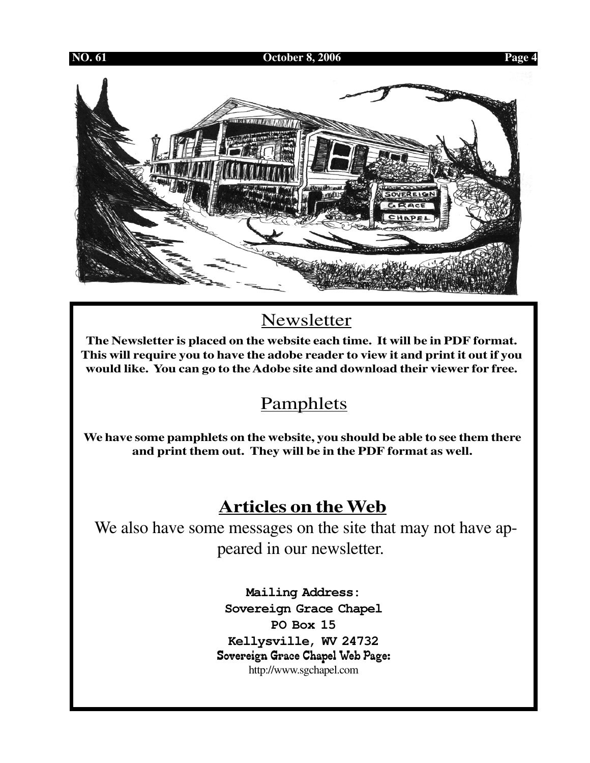## Newsletter

**The Newsletter is placed on the website each time. It will be in PDF format. This will require you to have the adobe reader to view it and print it out if you would like. You can go to the Adobe site and download their viewer for free.**

## Pamphlets

**We have some pamphlets on the website, you should be able to see them there and print them out. They will be in the PDF format as well.**

## Articles on the Web

We also have some messages on the site that may not have appeared in our newsletter.

**Mailing Address:**
**Sovereign Grace Chapel**
**PO Box 15**
**Kellysville, WV 24732**
**Sovereign Grace Chapel Web Page:**
http://www.sgchapel.com